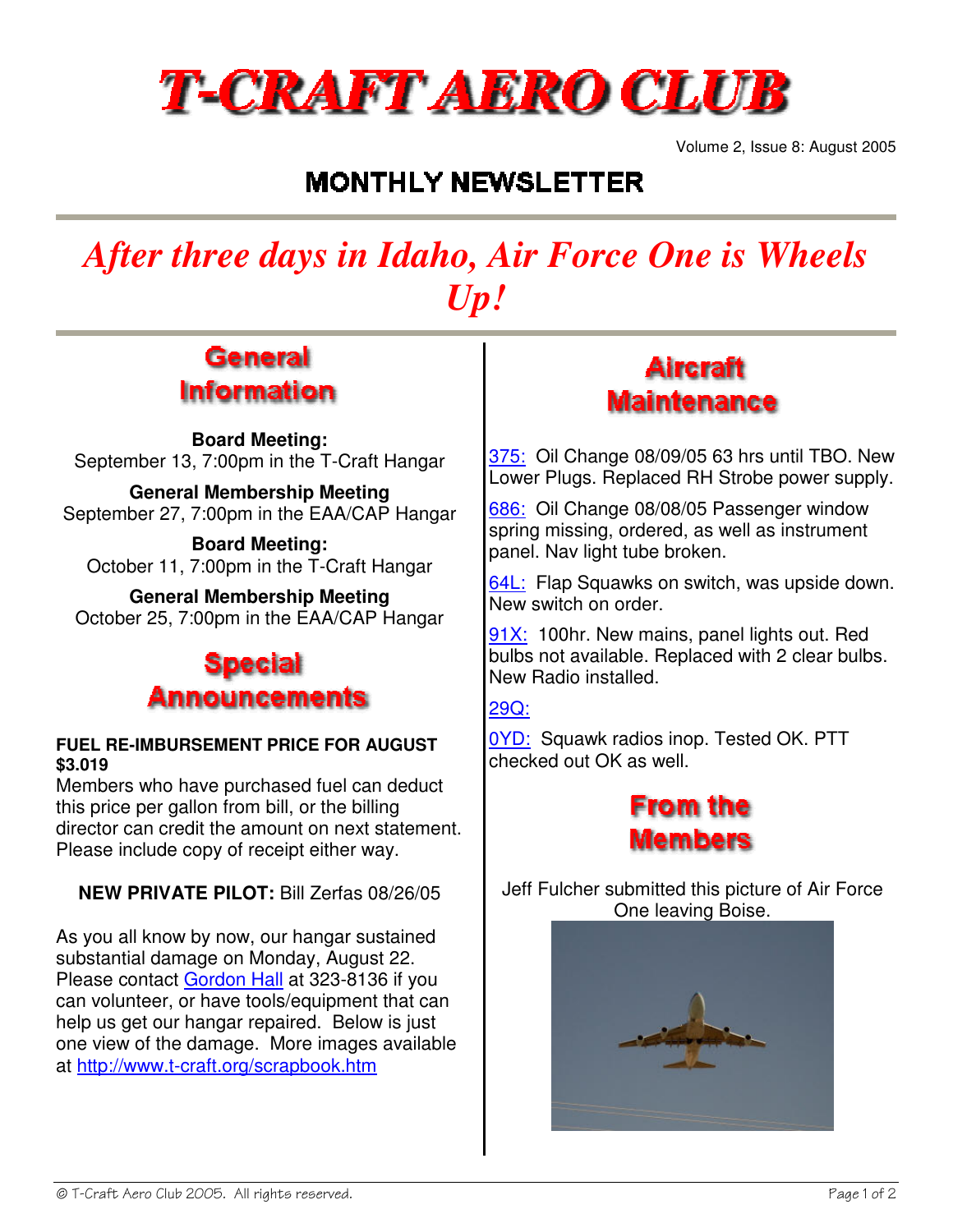# T-CRAFT AERO CLUB

Volume 2, Issue 8: August 2005

## MONTHLY NEWSLETTER

# *After three days in Idaho, Air Force One is Wheels Up!*

## General Information

**Board Meeting:**
September 13, 7:00pm in the T-Craft Hangar

**General Membership Meeting**
September 27, 7:00pm in the EAA/CAP Hangar

**Board Meeting:**
October 11, 7:00pm in the T-Craft Hangar

**General Membership Meeting**
October 25, 7:00pm in the EAA/CAP Hangar

## Special Announcements

**FUEL RE-IMBURSEMENT PRICE FOR AUGUST $3.019**
Members who have purchased fuel can deduct this price per gallon from bill, or the billing director can credit the amount on next statement. Please include copy of receipt either way.

**NEW PRIVATE PILOT:** Bill Zerfas 08/26/05

As you all know by now, our hangar sustained substantial damage on Monday, August 22. Please contact Gordon Hall at 323-8136 if you can volunteer, or have tools/equipment that can help us get our hangar repaired. Below is just one view of the damage. More images available at http://www.t-craft.org/scrapbook.htm

## Aircraft Maintenance

375: Oil Change 08/09/05 63 hrs until TBO. New Lower Plugs. Replaced RH Strobe power supply.

686: Oil Change 08/08/05 Passenger window spring missing, ordered, as well as instrument panel. Nav light tube broken.

64L: Flap Squawks on switch, was upside down. New switch on order.

91X: 100hr. New mains, panel lights out. Red bulbs not available. Replaced with 2 clear bulbs. New Radio installed.

29Q:

0YD: Squawk radios inop. Tested OK. PTT checked out OK as well.

## From the Members

Jeff Fulcher submitted this picture of Air Force One leaving Boise.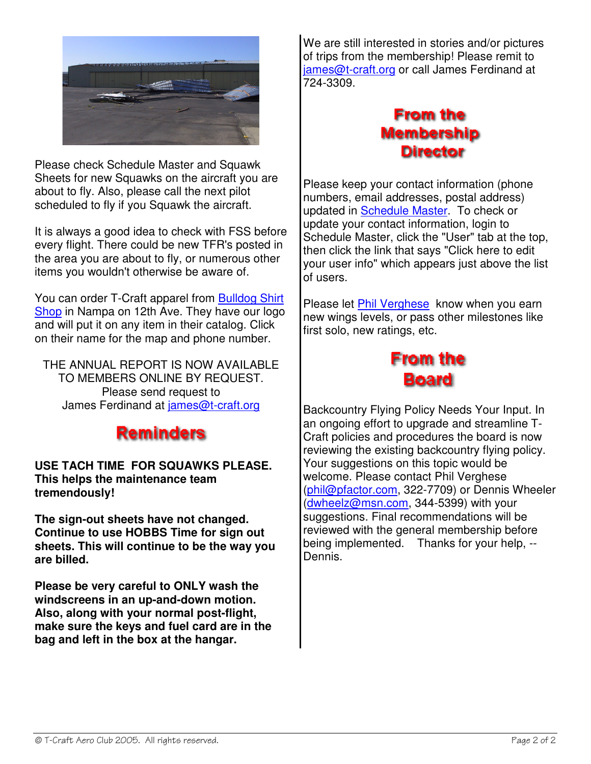Please check Schedule Master and Squawk Sheets for new Squawks on the aircraft you are about to fly. Also, please call the next pilot scheduled to fly if you Squawk the aircraft.

It is always a good idea to check with FSS before every flight. There could be new TFR's posted in the area you are about to fly, or numerous other items you wouldn't otherwise be aware of.

You can order T-Craft apparel from Bulldog Shirt Shop in Nampa on 12th Ave. They have our logo and will put it on any item in their catalog. Click on their name for the map and phone number.

THE ANNUAL REPORT IS NOW AVAILABLE TO MEMBERS ONLINE BY REQUEST. Please send request to James Ferdinand at james@t-craft.org

## Reminders

**USE TACH TIME FOR SQUAWKS PLEASE. This helps the maintenance team tremendously!**

**The sign-out sheets have not changed. Continue to use HOBBS Time for sign out sheets. This will continue to be the way you are billed.**

**Please be very careful to ONLY wash the windscreens in an up-and-down motion. Also, along with your normal post-flight, make sure the keys and fuel card are in the bag and left in the box at the hangar.**

We are still interested in stories and/or pictures of trips from the membership! Please remit to james@t-craft.org or call James Ferdinand at 724-3309.

## From the Membership Director

Please keep your contact information (phone numbers, email addresses, postal address) updated in Schedule Master. To check or update your contact information, login to Schedule Master, click the "User" tab at the top, then click the link that says "Click here to edit your user info" which appears just above the list of users.

Please let Phil Verghese know when you earn new wings levels, or pass other milestones like first solo, new ratings, etc.

## From the Board

Backcountry Flying Policy Needs Your Input. In an ongoing effort to upgrade and streamline T-Craft policies and procedures the board is now reviewing the existing backcountry flying policy. Your suggestions on this topic would be welcome. Please contact Phil Verghese (phil@pfactor.com, 322-7709) or Dennis Wheeler (dwheelz@msn.com, 344-5399) with your suggestions. Final recommendations will be reviewed with the general membership before being implemented. Thanks for your help, --Dennis.

© T-Craft Aero Club 2005. All rights reserved.